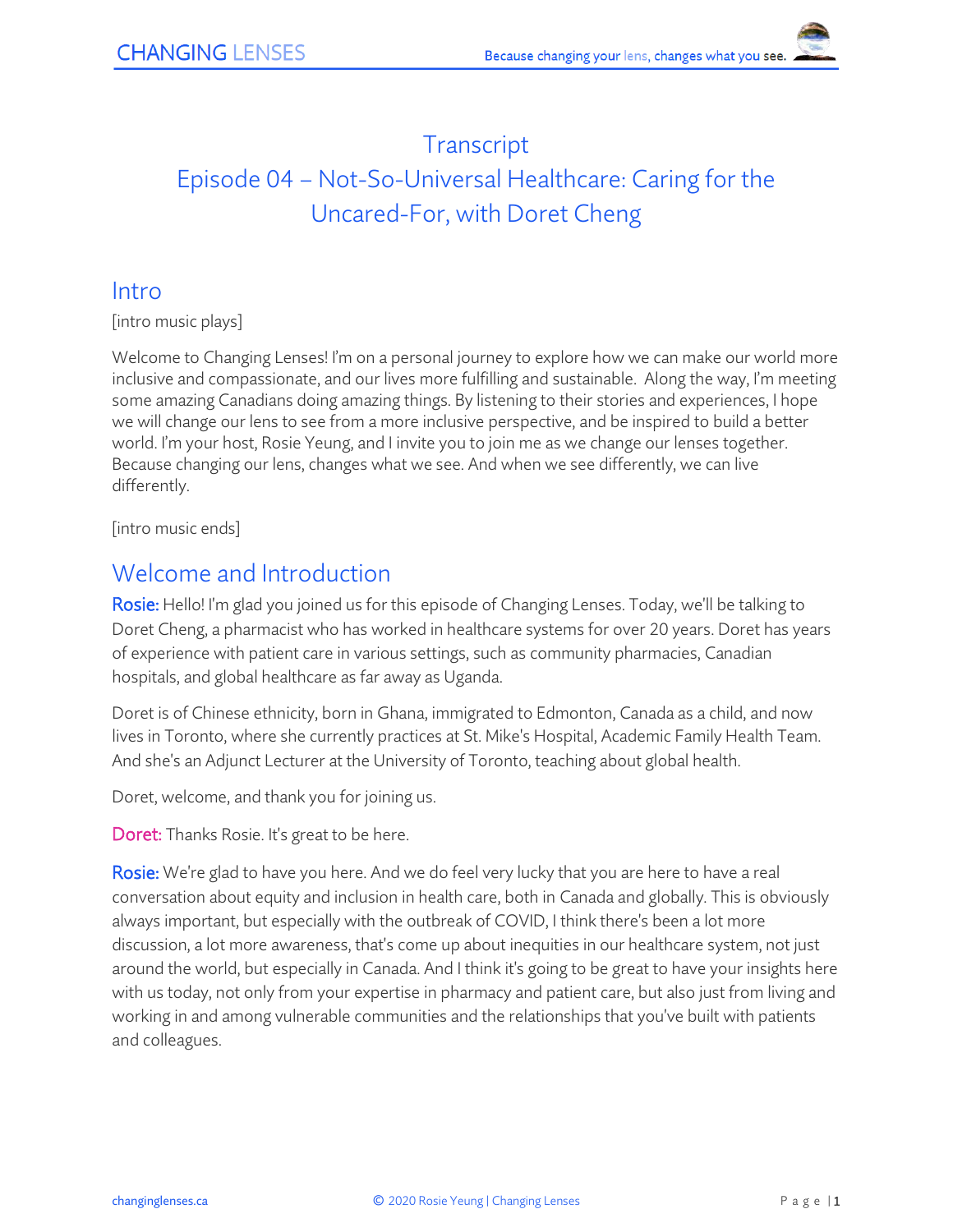# Transcript

# Episode 04 – Not-So-Universal Healthcare: Caring for the Uncared-For, with Doret Cheng

## Intro

[intro music plays]

Welcome to Changing Lenses! I'm on a personal journey to explore how we can make our world more inclusive and compassionate, and our lives more fulfilling and sustainable. Along the way, I'm meeting some amazing Canadians doing amazing things. By listening to their stories and experiences, I hope we will change our lens to see from a more inclusive perspective, and be inspired to build a better world. I'm your host, Rosie Yeung, and I invite you to join me as we change our lenses together. Because changing our lens, changes what we see. And when we see differently, we can live differently.

[intro music ends]

## Welcome and Introduction

**Rosie:** Hello! I'm glad you joined us for this episode of Changing Lenses. Today, we'll be talking to Doret Cheng, a pharmacist who has worked in healthcare systems for over 20 years. Doret has years of experience with patient care in various settings, such as community pharmacies, Canadian hospitals, and global healthcare as far away as Uganda.

Doret is of Chinese ethnicity, born in Ghana, immigrated to Edmonton, Canada as a child, and now lives in Toronto, where she currently practices at St. Mike's Hospital, Academic Family Health Team. And she's an Adjunct Lecturer at the University of Toronto, teaching about global health.

Doret, welcome, and thank you for joining us.

**Doret:** Thanks Rosie. It's great to be here.

**Rosie:** We're glad to have you here. And we do feel very lucky that you are here to have a real conversation about equity and inclusion in health care, both in Canada and globally. This is obviously always important, but especially with the outbreak of COVID, I think there's been a lot more discussion, a lot more awareness, that's come up about inequities in our healthcare system, not just around the world, but especially in Canada. And I think it's going to be great to have your insights here with us today, not only from your expertise in pharmacy and patient care, but also just from living and working in and among vulnerable communities and the relationships that you've built with patients and colleagues.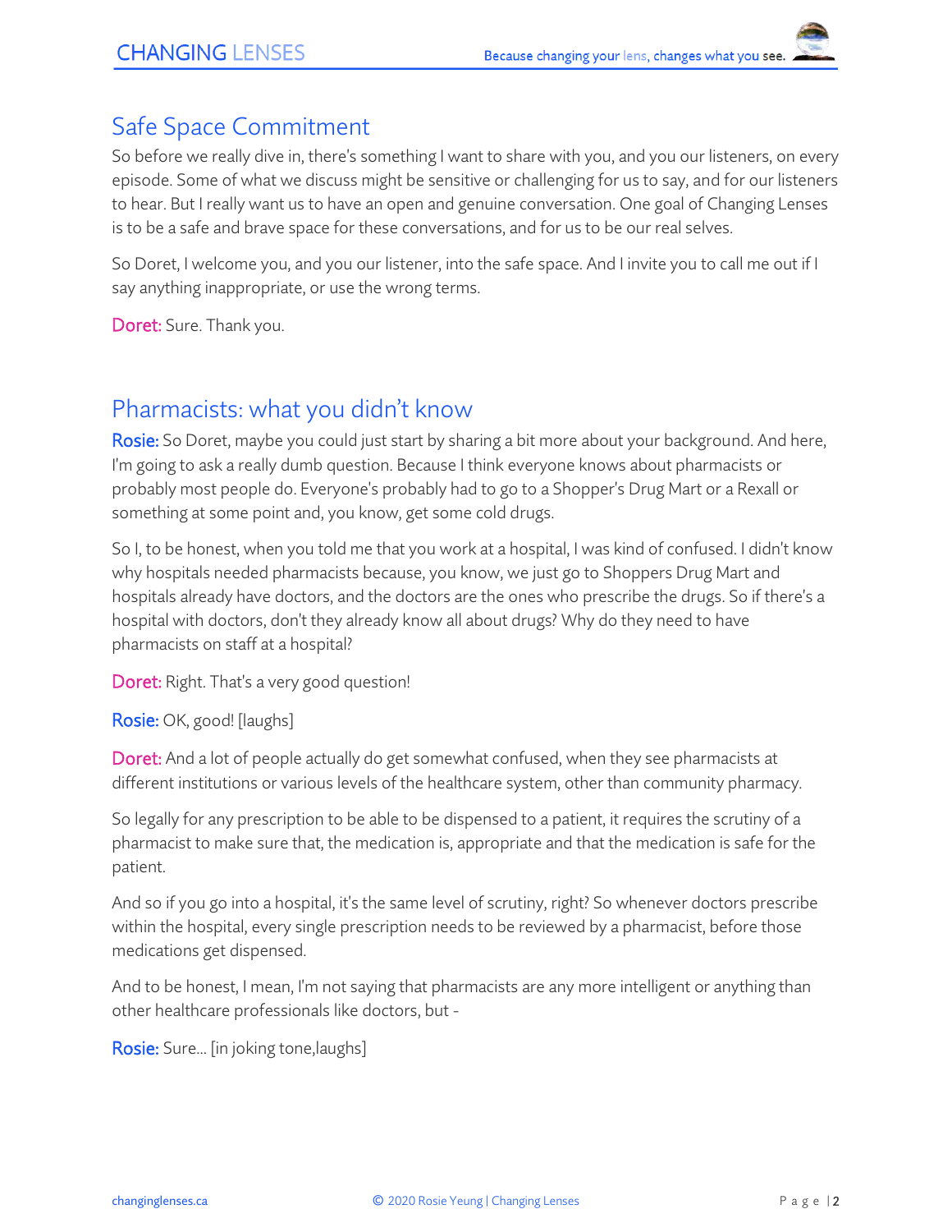## Safe Space Commitment

So before we really dive in, there's something I want to share with you, and you our listeners, on every episode. Some of what we discuss might be sensitive or challenging for us to say, and for our listeners to hear. But I really want us to have an open and genuine conversation. One goal of Changing Lenses is to be a safe and brave space for these conversations, and for us to be our real selves.

So Doret, I welcome you, and you our listener, into the safe space. And I invite you to call me out if I say anything inappropriate, or use the wrong terms.

**Doret:** Sure. Thank you.

## Pharmacists: what you didn't know

**Rosie:** So Doret, maybe you could just start by sharing a bit more about your background. And here, I'm going to ask a really dumb question. Because I think everyone knows about pharmacists or probably most people do. Everyone's probably had to go to a Shopper's Drug Mart or a Rexall or something at some point and, you know, get some cold drugs.

So I, to be honest, when you told me that you work at a hospital, I was kind of confused. I didn't know why hospitals needed pharmacists because, you know, we just go to Shoppers Drug Mart and hospitals already have doctors, and the doctors are the ones who prescribe the drugs. So if there's a hospital with doctors, don't they already know all about drugs? Why do they need to have pharmacists on staff at a hospital?

**Doret:** Right. That's a very good question!

**Rosie:** OK, good! [laughs]

**Doret:** And a lot of people actually do get somewhat confused, when they see pharmacists at different institutions or various levels of the healthcare system, other than community pharmacy.

So legally for any prescription to be able to be dispensed to a patient, it requires the scrutiny of a pharmacist to make sure that, the medication is, appropriate and that the medication is safe for the patient.

And so if you go into a hospital, it's the same level of scrutiny, right? So whenever doctors prescribe within the hospital, every single prescription needs to be reviewed by a pharmacist, before those medications get dispensed.

And to be honest, I mean, I'm not saying that pharmacists are any more intelligent or anything than other healthcare professionals like doctors, but -

**Rosie:** Sure... [in joking tone,laughs]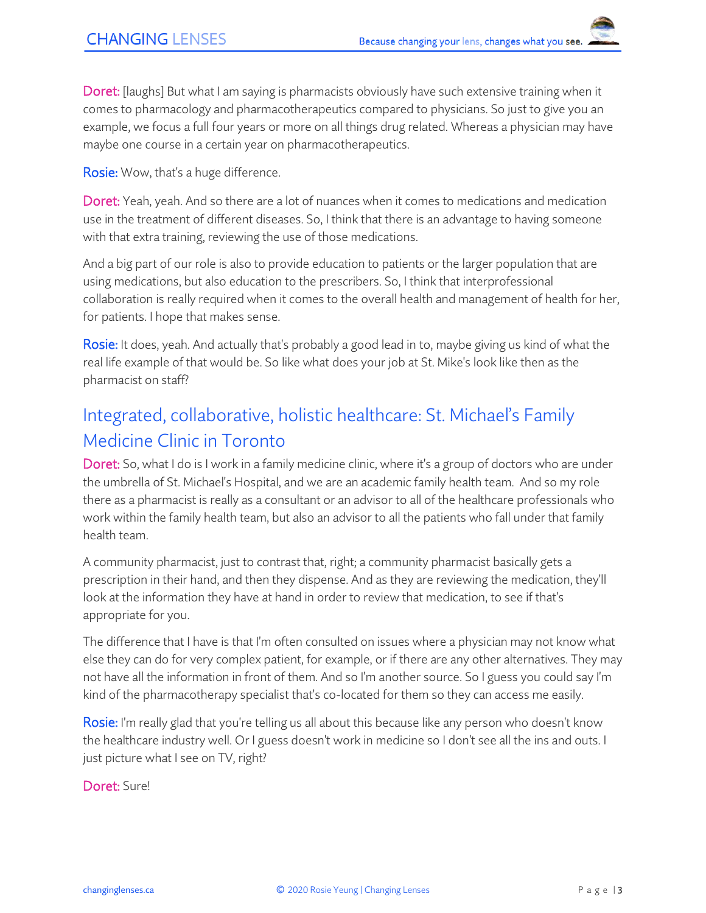**Doret:** [laughs] But what I am saying is pharmacists obviously have such extensive training when it comes to pharmacology and pharmacotherapeutics compared to physicians. So just to give you an example, we focus a full four years or more on all things drug related. Whereas a physician may have maybe one course in a certain year on pharmacotherapeutics.

**Rosie:** Wow, that's a huge difference.

**Doret:** Yeah, yeah. And so there are a lot of nuances when it comes to medications and medication use in the treatment of different diseases. So, I think that there is an advantage to having someone with that extra training, reviewing the use of those medications.

And a big part of our role is also to provide education to patients or the larger population that are using medications, but also education to the prescribers. So, I think that interprofessional collaboration is really required when it comes to the overall health and management of health for her, for patients. I hope that makes sense.

**Rosie:** It does, yeah. And actually that's probably a good lead in to, maybe giving us kind of what the real life example of that would be. So like what does your job at St. Mike's look like then as the pharmacist on staff?

## Integrated, collaborative, holistic healthcare: St. Michael's Family Medicine Clinic in Toronto

**Doret:** So, what I do is I work in a family medicine clinic, where it's a group of doctors who are under the umbrella of St. Michael's Hospital, and we are an academic family health team. And so my role there as a pharmacist is really as a consultant or an advisor to all of the healthcare professionals who work within the family health team, but also an advisor to all the patients who fall under that family health team.

A community pharmacist, just to contrast that, right; a community pharmacist basically gets a prescription in their hand, and then they dispense. And as they are reviewing the medication, they'll look at the information they have at hand in order to review that medication, to see if that's appropriate for you.

The difference that I have is that I'm often consulted on issues where a physician may not know what else they can do for very complex patient, for example, or if there are any other alternatives. They may not have all the information in front of them. And so I'm another source. So I guess you could say I'm kind of the pharmacotherapy specialist that's co-located for them so they can access me easily.

**Rosie:** I'm really glad that you're telling us all about this because like any person who doesn't know the healthcare industry well. Or I guess doesn't work in medicine so I don't see all the ins and outs. I just picture what I see on TV, right?

**Doret:** Sure!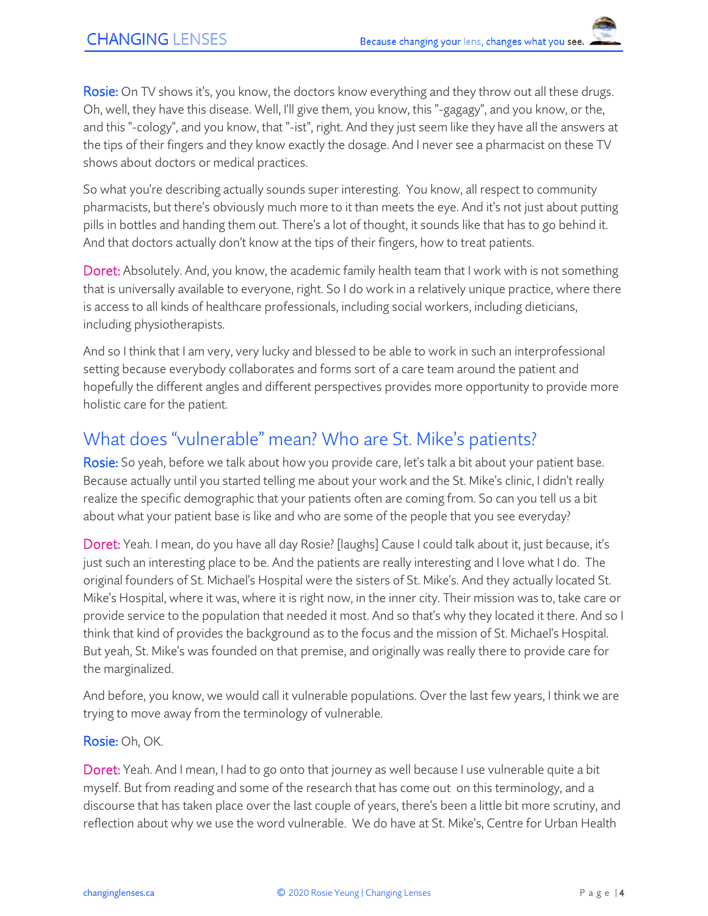**Rosie:** On TV shows it's, you know, the doctors know everything and they throw out all these drugs. Oh, well, they have this disease. Well, I'll give them, you know, this "-gagagy", and you know, or the, and this "-cology", and you know, that "-ist", right. And they just seem like they have all the answers at the tips of their fingers and they know exactly the dosage. And I never see a pharmacist on these TV shows about doctors or medical practices.

So what you're describing actually sounds super interesting. You know, all respect to community pharmacists, but there's obviously much more to it than meets the eye. And it's not just about putting pills in bottles and handing them out. There's a lot of thought, it sounds like that has to go behind it. And that doctors actually don't know at the tips of their fingers, how to treat patients.

**Doret:** Absolutely. And, you know, the academic family health team that I work with is not something that is universally available to everyone, right. So I do work in a relatively unique practice, where there is access to all kinds of healthcare professionals, including social workers, including dieticians, including physiotherapists.

And so I think that I am very, very lucky and blessed to be able to work in such an interprofessional setting because everybody collaborates and forms sort of a care team around the patient and hopefully the different angles and different perspectives provides more opportunity to provide more holistic care for the patient.

## What does "vulnerable" mean? Who are St. Mike's patients?

**Rosie:** So yeah, before we talk about how you provide care, let's talk a bit about your patient base. Because actually until you started telling me about your work and the St. Mike's clinic, I didn't really realize the specific demographic that your patients often are coming from. So can you tell us a bit about what your patient base is like and who are some of the people that you see everyday?

**Doret:** Yeah. I mean, do you have all day Rosie? [laughs] Cause I could talk about it, just because, it's just such an interesting place to be. And the patients are really interesting and I love what I do. The original founders of St. Michael's Hospital were the sisters of St. Mike's. And they actually located St. Mike's Hospital, where it was, where it is right now, in the inner city. Their mission was to, take care or provide service to the population that needed it most. And so that's why they located it there. And so I think that kind of provides the background as to the focus and the mission of St. Michael's Hospital. But yeah, St. Mike's was founded on that premise, and originally was really there to provide care for the marginalized.

And before, you know, we would call it vulnerable populations. Over the last few years, I think we are trying to move away from the terminology of vulnerable.

**Rosie:** Oh, OK.

**Doret:** Yeah. And I mean, I had to go onto that journey as well because I use vulnerable quite a bit myself. But from reading and some of the research that has come out on this terminology, and a discourse that has taken place over the last couple of years, there's been a little bit more scrutiny, and reflection about why we use the word vulnerable. We do have at St. Mike's, Centre for Urban Health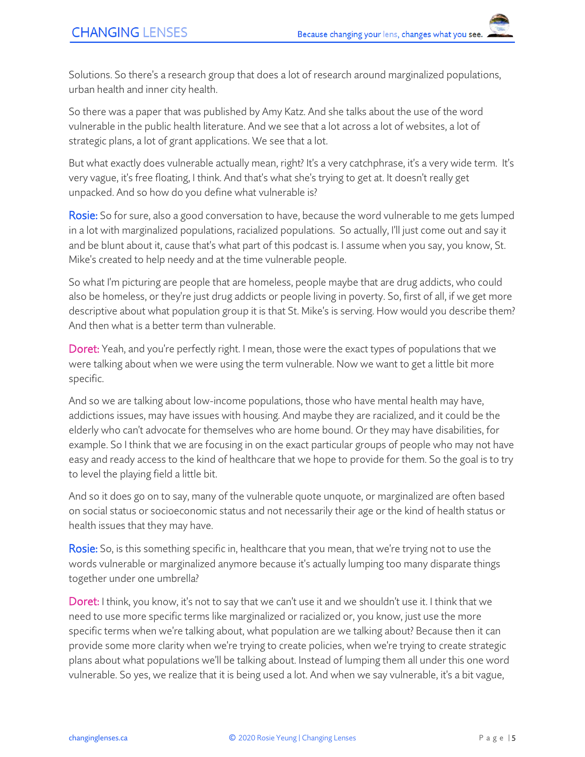Solutions. So there's a research group that does a lot of research around marginalized populations, urban health and inner city health.

So there was a paper that was published by Amy Katz. And she talks about the use of the word vulnerable in the public health literature. And we see that a lot across a lot of websites, a lot of strategic plans, a lot of grant applications. We see that a lot.

But what exactly does vulnerable actually mean, right? It's a very catchphrase, it's a very wide term. It's very vague, it's free floating, I think. And that's what she's trying to get at. It doesn't really get unpacked. And so how do you define what vulnerable is?

**Rosie:** So for sure, also a good conversation to have, because the word vulnerable to me gets lumped in a lot with marginalized populations, racialized populations. So actually, I'll just come out and say it and be blunt about it, cause that's what part of this podcast is. I assume when you say, you know, St. Mike's created to help needy and at the time vulnerable people.

So what I'm picturing are people that are homeless, people maybe that are drug addicts, who could also be homeless, or they're just drug addicts or people living in poverty. So, first of all, if we get more descriptive about what population group it is that St. Mike's is serving. How would you describe them? And then what is a better term than vulnerable.

**Doret:** Yeah, and you're perfectly right. I mean, those were the exact types of populations that we were talking about when we were using the term vulnerable. Now we want to get a little bit more specific.

And so we are talking about low-income populations, those who have mental health may have, addictions issues, may have issues with housing. And maybe they are racialized, and it could be the elderly who can't advocate for themselves who are home bound. Or they may have disabilities, for example. So I think that we are focusing in on the exact particular groups of people who may not have easy and ready access to the kind of healthcare that we hope to provide for them. So the goal is to try to level the playing field a little bit.

And so it does go on to say, many of the vulnerable quote unquote, or marginalized are often based on social status or socioeconomic status and not necessarily their age or the kind of health status or health issues that they may have.

**Rosie:** So, is this something specific in, healthcare that you mean, that we're trying not to use the words vulnerable or marginalized anymore because it's actually lumping too many disparate things together under one umbrella?

**Doret:** I think, you know, it's not to say that we can't use it and we shouldn't use it. I think that we need to use more specific terms like marginalized or racialized or, you know, just use the more specific terms when we're talking about, what population are we talking about? Because then it can provide some more clarity when we're trying to create policies, when we're trying to create strategic plans about what populations we'll be talking about. Instead of lumping them all under this one word vulnerable. So yes, we realize that it is being used a lot. And when we say vulnerable, it's a bit vague,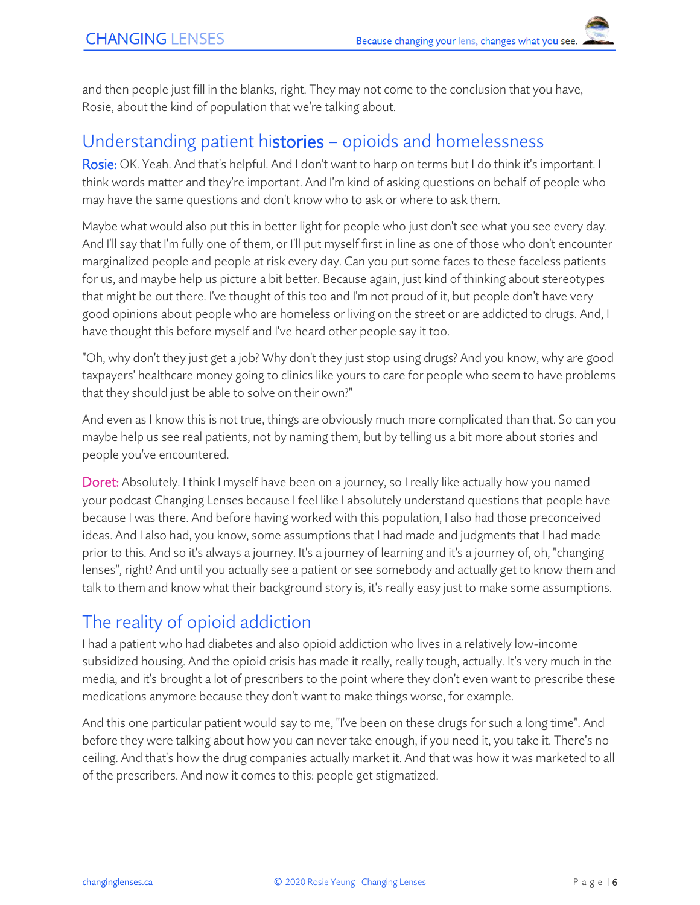and then people just fill in the blanks, right. They may not come to the conclusion that you have, Rosie, about the kind of population that we're talking about.

## Understanding patient histories – opioids and homelessness

Rosie: OK. Yeah. And that's helpful. And I don't want to harp on terms but I do think it's important. I think words matter and they're important. And I'm kind of asking questions on behalf of people who may have the same questions and don't know who to ask or where to ask them.

Maybe what would also put this in better light for people who just don't see what you see every day. And I'll say that I'm fully one of them, or I'll put myself first in line as one of those who don't encounter marginalized people and people at risk every day. Can you put some faces to these faceless patients for us, and maybe help us picture a bit better. Because again, just kind of thinking about stereotypes that might be out there. I've thought of this too and I'm not proud of it, but people don't have very good opinions about people who are homeless or living on the street or are addicted to drugs. And, I have thought this before myself and I've heard other people say it too.

"Oh, why don't they just get a job? Why don't they just stop using drugs? And you know, why are good taxpayers' healthcare money going to clinics like yours to care for people who seem to have problems that they should just be able to solve on their own?"

And even as I know this is not true, things are obviously much more complicated than that. So can you maybe help us see real patients, not by naming them, but by telling us a bit more about stories and people you've encountered.

Doret: Absolutely. I think I myself have been on a journey, so I really like actually how you named your podcast Changing Lenses because I feel like I absolutely understand questions that people have because I was there. And before having worked with this population, I also had those preconceived ideas. And I also had, you know, some assumptions that I had made and judgments that I had made prior to this. And so it's always a journey. It's a journey of learning and it's a journey of, oh, "changing lenses", right? And until you actually see a patient or see somebody and actually get to know them and talk to them and know what their background story is, it's really easy just to make some assumptions.

## The reality of opioid addiction

I had a patient who had diabetes and also opioid addiction who lives in a relatively low-income subsidized housing. And the opioid crisis has made it really, really tough, actually. It's very much in the media, and it's brought a lot of prescribers to the point where they don't even want to prescribe these medications anymore because they don't want to make things worse, for example.

And this one particular patient would say to me, "I've been on these drugs for such a long time". And before they were talking about how you can never take enough, if you need it, you take it. There's no ceiling. And that's how the drug companies actually market it. And that was how it was marketed to all of the prescribers. And now it comes to this: people get stigmatized.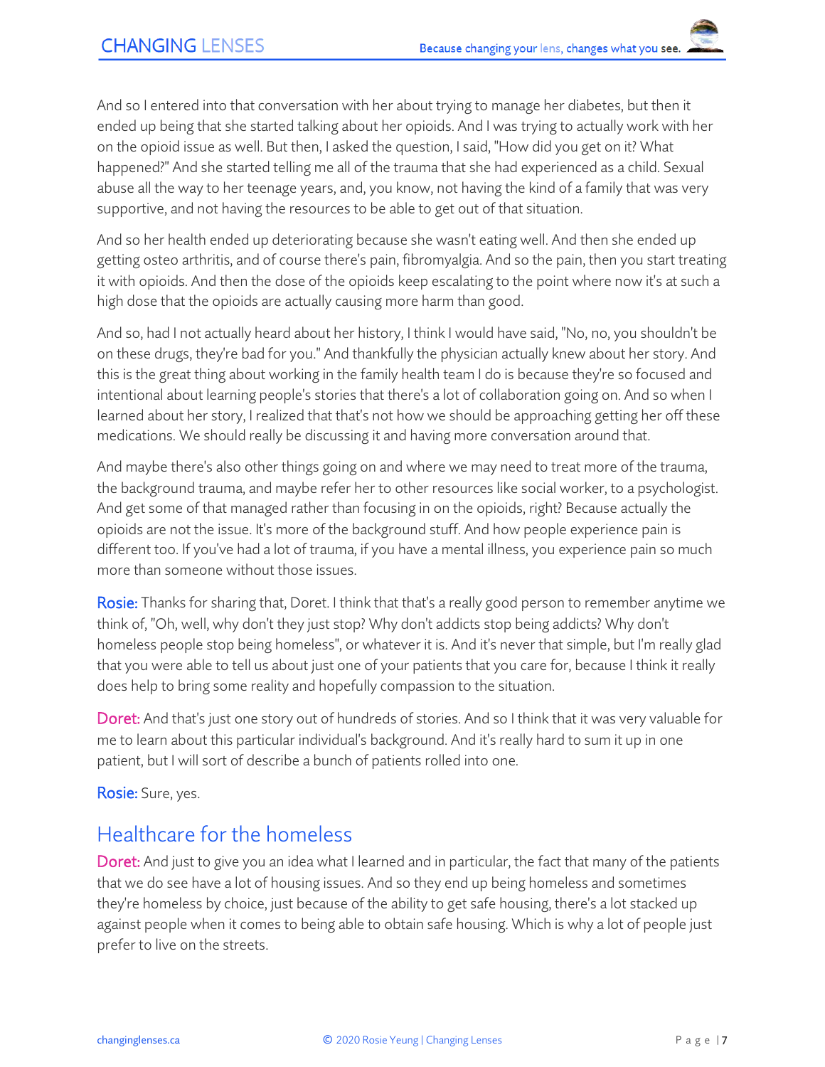And so I entered into that conversation with her about trying to manage her diabetes, but then it ended up being that she started talking about her opioids. And I was trying to actually work with her on the opioid issue as well. But then, I asked the question, I said, "How did you get on it? What happened?" And she started telling me all of the trauma that she had experienced as a child. Sexual abuse all the way to her teenage years, and, you know, not having the kind of a family that was very supportive, and not having the resources to be able to get out of that situation.

And so her health ended up deteriorating because she wasn't eating well. And then she ended up getting osteo arthritis, and of course there's pain, fibromyalgia. And so the pain, then you start treating it with opioids. And then the dose of the opioids keep escalating to the point where now it's at such a high dose that the opioids are actually causing more harm than good.

And so, had I not actually heard about her history, I think I would have said, "No, no, you shouldn't be on these drugs, they're bad for you." And thankfully the physician actually knew about her story. And this is the great thing about working in the family health team I do is because they're so focused and intentional about learning people's stories that there's a lot of collaboration going on. And so when I learned about her story, I realized that that's not how we should be approaching getting her off these medications. We should really be discussing it and having more conversation around that.

And maybe there's also other things going on and where we may need to treat more of the trauma, the background trauma, and maybe refer her to other resources like social worker, to a psychologist. And get some of that managed rather than focusing in on the opioids, right? Because actually the opioids are not the issue. It's more of the background stuff. And how people experience pain is different too. If you've had a lot of trauma, if you have a mental illness, you experience pain so much more than someone without those issues.

**Rosie:** Thanks for sharing that, Doret. I think that that's a really good person to remember anytime we think of, "Oh, well, why don't they just stop? Why don't addicts stop being addicts? Why don't homeless people stop being homeless", or whatever it is. And it's never that simple, but I'm really glad that you were able to tell us about just one of your patients that you care for, because I think it really does help to bring some reality and hopefully compassion to the situation.

**Doret:** And that's just one story out of hundreds of stories. And so I think that it was very valuable for me to learn about this particular individual's background. And it's really hard to sum it up in one patient, but I will sort of describe a bunch of patients rolled into one.

**Rosie:** Sure, yes.

## Healthcare for the homeless

**Doret:** And just to give you an idea what I learned and in particular, the fact that many of the patients that we do see have a lot of housing issues. And so they end up being homeless and sometimes they're homeless by choice, just because of the ability to get safe housing, there's a lot stacked up against people when it comes to being able to obtain safe housing. Which is why a lot of people just prefer to live on the streets.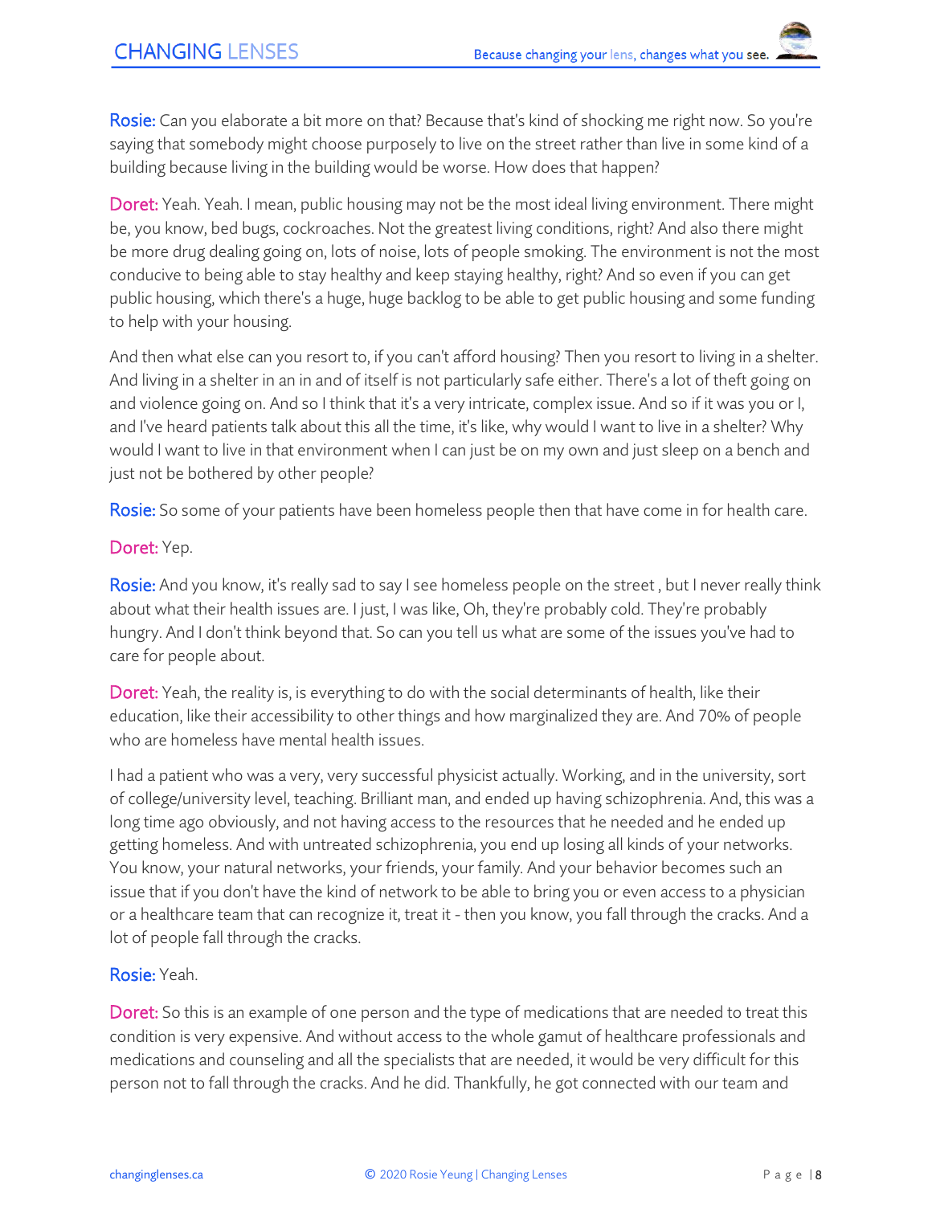**Rosie:** Can you elaborate a bit more on that? Because that's kind of shocking me right now. So you're saying that somebody might choose purposely to live on the street rather than live in some kind of a building because living in the building would be worse. How does that happen?

**Doret:** Yeah. Yeah. I mean, public housing may not be the most ideal living environment. There might be, you know, bed bugs, cockroaches. Not the greatest living conditions, right? And also there might be more drug dealing going on, lots of noise, lots of people smoking. The environment is not the most conducive to being able to stay healthy and keep staying healthy, right? And so even if you can get public housing, which there's a huge, huge backlog to be able to get public housing and some funding to help with your housing.

And then what else can you resort to, if you can't afford housing? Then you resort to living in a shelter. And living in a shelter in an in and of itself is not particularly safe either. There's a lot of theft going on and violence going on. And so I think that it's a very intricate, complex issue. And so if it was you or I, and I've heard patients talk about this all the time, it's like, why would I want to live in a shelter? Why would I want to live in that environment when I can just be on my own and just sleep on a bench and just not be bothered by other people?

**Rosie:** So some of your patients have been homeless people then that have come in for health care.

**Doret:** Yep.

**Rosie:** And you know, it's really sad to say I see homeless people on the street , but I never really think about what their health issues are. I just, I was like, Oh, they're probably cold. They're probably hungry. And I don't think beyond that. So can you tell us what are some of the issues you've had to care for people about.

**Doret:** Yeah, the reality is, is everything to do with the social determinants of health, like their education, like their accessibility to other things and how marginalized they are. And 70% of people who are homeless have mental health issues.

I had a patient who was a very, very successful physicist actually. Working, and in the university, sort of college/university level, teaching. Brilliant man, and ended up having schizophrenia. And, this was a long time ago obviously, and not having access to the resources that he needed and he ended up getting homeless. And with untreated schizophrenia, you end up losing all kinds of your networks. You know, your natural networks, your friends, your family. And your behavior becomes such an issue that if you don't have the kind of network to be able to bring you or even access to a physician or a healthcare team that can recognize it, treat it - then you know, you fall through the cracks. And a lot of people fall through the cracks.

**Rosie:** Yeah.

**Doret:** So this is an example of one person and the type of medications that are needed to treat this condition is very expensive. And without access to the whole gamut of healthcare professionals and medications and counseling and all the specialists that are needed, it would be very difficult for this person not to fall through the cracks. And he did. Thankfully, he got connected with our team and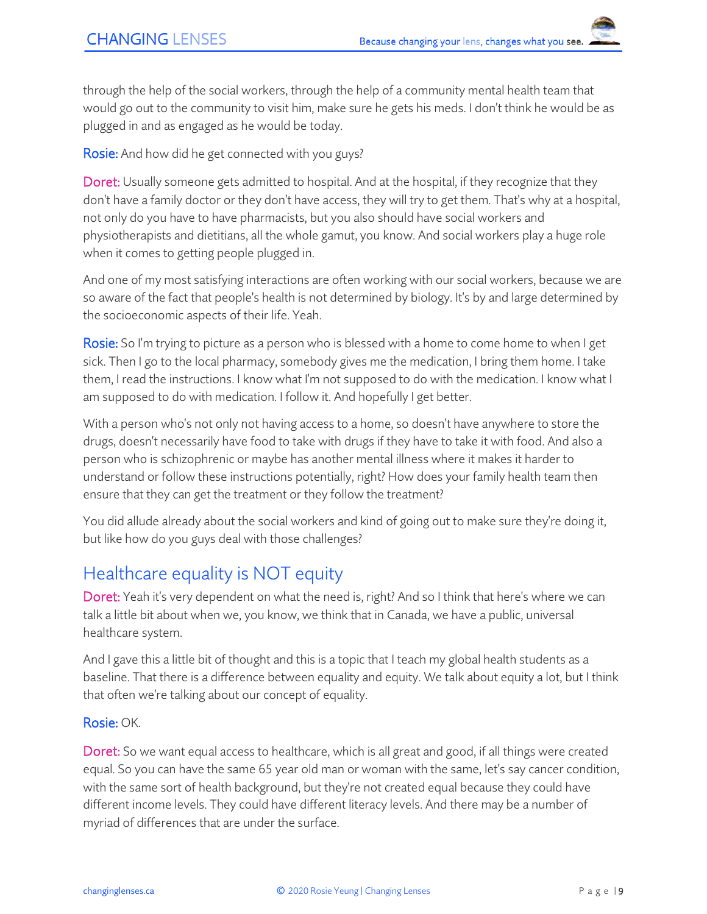through the help of the social workers, through the help of a community mental health team that would go out to the community to visit him, make sure he gets his meds. I don't think he would be as plugged in and as engaged as he would be today.

Rosie: And how did he get connected with you guys?

Doret: Usually someone gets admitted to hospital. And at the hospital, if they recognize that they don't have a family doctor or they don't have access, they will try to get them. That's why at a hospital, not only do you have to have pharmacists, but you also should have social workers and physiotherapists and dietitians, all the whole gamut, you know. And social workers play a huge role when it comes to getting people plugged in.

And one of my most satisfying interactions are often working with our social workers, because we are so aware of the fact that people's health is not determined by biology. It's by and large determined by the socioeconomic aspects of their life. Yeah.

Rosie: So I'm trying to picture as a person who is blessed with a home to come home to when I get sick. Then I go to the local pharmacy, somebody gives me the medication, I bring them home. I take them, I read the instructions. I know what I'm not supposed to do with the medication. I know what I am supposed to do with medication. I follow it. And hopefully I get better.

With a person who's not only not having access to a home, so doesn't have anywhere to store the drugs, doesn't necessarily have food to take with drugs if they have to take it with food. And also a person who is schizophrenic or maybe has another mental illness where it makes it harder to understand or follow these instructions potentially, right? How does your family health team then ensure that they can get the treatment or they follow the treatment?

You did allude already about the social workers and kind of going out to make sure they're doing it, but like how do you guys deal with those challenges?

## Healthcare equality is NOT equity

Doret: Yeah it's very dependent on what the need is, right? And so I think that here's where we can talk a little bit about when we, you know, we think that in Canada, we have a public, universal healthcare system.

And I gave this a little bit of thought and this is a topic that I teach my global health students as a baseline. That there is a difference between equality and equity. We talk about equity a lot, but I think that often we're talking about our concept of equality.

Rosie: OK.

Doret: So we want equal access to healthcare, which is all great and good, if all things were created equal. So you can have the same 65 year old man or woman with the same, let's say cancer condition, with the same sort of health background, but they're not created equal because they could have different income levels. They could have different literacy levels. And there may be a number of myriad of differences that are under the surface.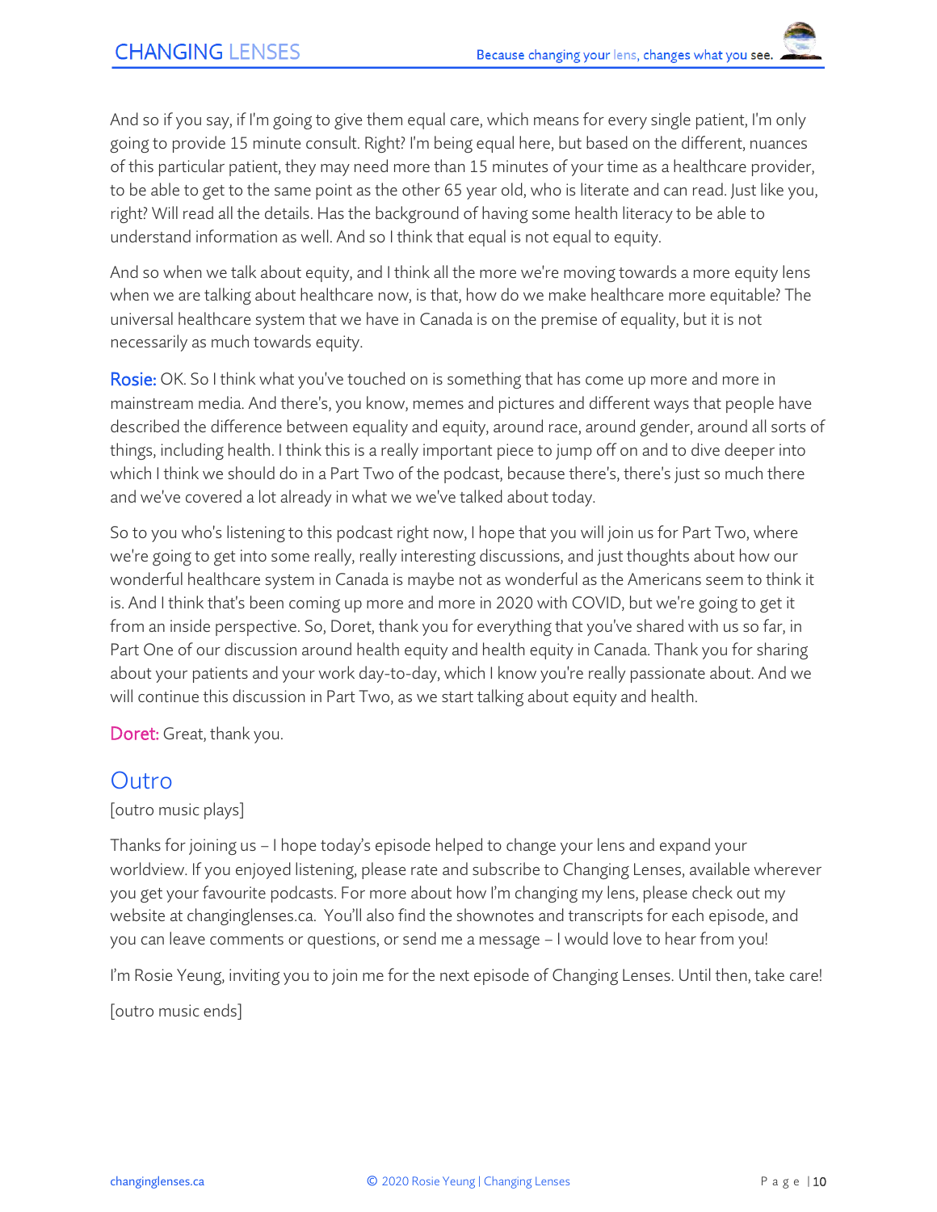And so if you say, if I'm going to give them equal care, which means for every single patient, I'm only going to provide 15 minute consult. Right? I'm being equal here, but based on the different, nuances of this particular patient, they may need more than 15 minutes of your time as a healthcare provider, to be able to get to the same point as the other 65 year old, who is literate and can read. Just like you, right? Will read all the details. Has the background of having some health literacy to be able to understand information as well. And so I think that equal is not equal to equity.

And so when we talk about equity, and I think all the more we're moving towards a more equity lens when we are talking about healthcare now, is that, how do we make healthcare more equitable? The universal healthcare system that we have in Canada is on the premise of equality, but it is not necessarily as much towards equity.

**Rosie:** OK. So I think what you've touched on is something that has come up more and more in mainstream media. And there's, you know, memes and pictures and different ways that people have described the difference between equality and equity, around race, around gender, around all sorts of things, including health. I think this is a really important piece to jump off on and to dive deeper into which I think we should do in a Part Two of the podcast, because there's, there's just so much there and we've covered a lot already in what we we've talked about today.

So to you who's listening to this podcast right now, I hope that you will join us for Part Two, where we're going to get into some really, really interesting discussions, and just thoughts about how our wonderful healthcare system in Canada is maybe not as wonderful as the Americans seem to think it is. And I think that's been coming up more and more in 2020 with COVID, but we're going to get it from an inside perspective. So, Doret, thank you for everything that you've shared with us so far, in Part One of our discussion around health equity and health equity in Canada. Thank you for sharing about your patients and your work day-to-day, which I know you're really passionate about. And we will continue this discussion in Part Two, as we start talking about equity and health.

**Doret:** Great, thank you.

## Outro

[outro music plays]

Thanks for joining us – I hope today's episode helped to change your lens and expand your worldview. If you enjoyed listening, please rate and subscribe to Changing Lenses, available wherever you get your favourite podcasts. For more about how I'm changing my lens, please check out my website at changinglenses.ca. You'll also find the shownotes and transcripts for each episode, and you can leave comments or questions, or send me a message – I would love to hear from you!

I'm Rosie Yeung, inviting you to join me for the next episode of Changing Lenses. Until then, take care!

[outro music ends]